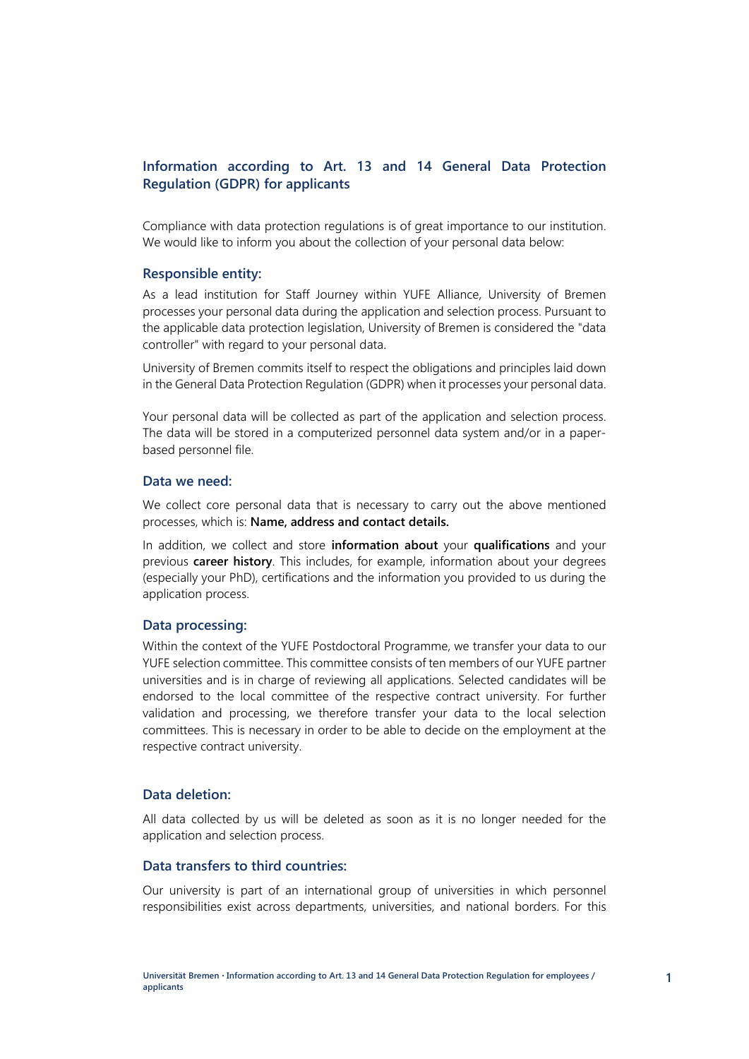# Information according to Art. 13 and 14 General Data Protection Regulation (GDPR) for applicants

Compliance with data protection regulations is of great importance to our institution. We would like to inform you about the collection of your personal data below:

## Responsible entity:

As a lead institution for Staff Journey within YUFE Alliance, University of Bremen processes your personal data during the application and selection process. Pursuant to the applicable data protection legislation, University of Bremen is considered the "data controller" with regard to your personal data.

University of Bremen commits itself to respect the obligations and principles laid down in the General Data Protection Regulation (GDPR) when it processes your personal data.

Your personal data will be collected as part of the application and selection process. The data will be stored in a computerized personnel data system and/or in a paper-based personnel file.

## Data we need:

We collect core personal data that is necessary to carry out the above mentioned processes, which is: **Name, address and contact details.**

In addition, we collect and store **information about** your **qualifications** and your previous **career history**. This includes, for example, information about your degrees (especially your PhD), certifications and the information you provided to us during the application process.

## Data processing:

Within the context of the YUFE Postdoctoral Programme, we transfer your data to our YUFE selection committee. This committee consists of ten members of our YUFE partner universities and is in charge of reviewing all applications. Selected candidates will be endorsed to the local committee of the respective contract university. For further validation and processing, we therefore transfer your data to the local selection committees. This is necessary in order to be able to decide on the employment at the respective contract university.

## Data deletion:

All data collected by us will be deleted as soon as it is no longer needed for the application and selection process.

## Data transfers to third countries:

Our university is part of an international group of universities in which personnel responsibilities exist across departments, universities, and national borders. For this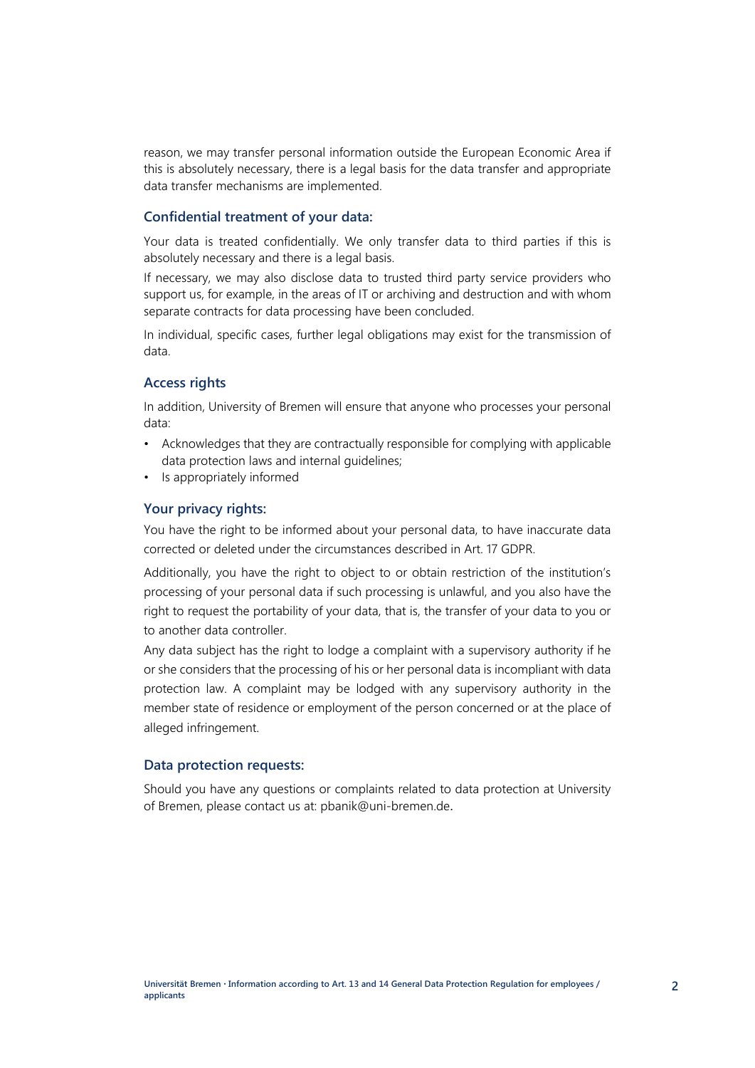reason, we may transfer personal information outside the European Economic Area if this is absolutely necessary, there is a legal basis for the data transfer and appropriate data transfer mechanisms are implemented.

### Confidential treatment of your data:

Your data is treated confidentially. We only transfer data to third parties if this is absolutely necessary and there is a legal basis.

If necessary, we may also disclose data to trusted third party service providers who support us, for example, in the areas of IT or archiving and destruction and with whom separate contracts for data processing have been concluded.

In individual, specific cases, further legal obligations may exist for the transmission of data.

### Access rights

In addition, University of Bremen will ensure that anyone who processes your personal data:

- Acknowledges that they are contractually responsible for complying with applicable data protection laws and internal guidelines;
- Is appropriately informed

### Your privacy rights:

You have the right to be informed about your personal data, to have inaccurate data corrected or deleted under the circumstances described in Art. 17 GDPR.

Additionally, you have the right to object to or obtain restriction of the institution's processing of your personal data if such processing is unlawful, and you also have the right to request the portability of your data, that is, the transfer of your data to you or to another data controller.

Any data subject has the right to lodge a complaint with a supervisory authority if he or she considers that the processing of his or her personal data is incompliant with data protection law. A complaint may be lodged with any supervisory authority in the member state of residence or employment of the person concerned or at the place of alleged infringement.

### Data protection requests:

Should you have any questions or complaints related to data protection at University of Bremen, please contact us at: pbanik@uni-bremen.de.